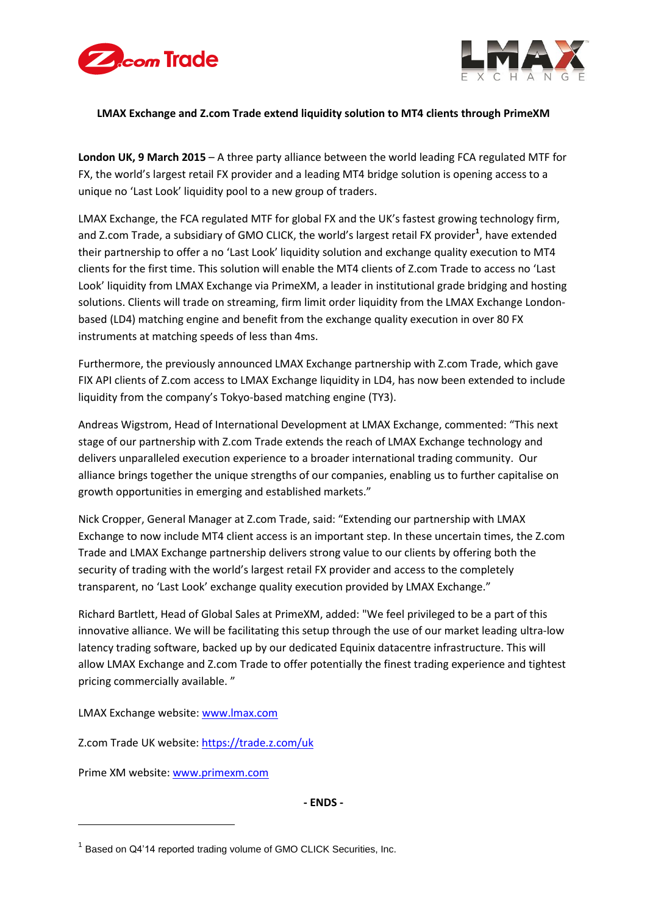**LMAX Exchange and Z.com Trade extend liquidity solution to MT4 clients through PrimeXM**

**London UK, 9 March 2015** – A three party alliance between the world leading FCA regulated MTF for FX, the world's largest retail FX provider and a leading MT4 bridge solution is opening access to a unique no 'Last Look' liquidity pool to a new group of traders.

LMAX Exchange, the FCA regulated MTF for global FX and the UK's fastest growing technology firm, and Z.com Trade, a subsidiary of GMO CLICK, the world's largest retail FX provider[1], have extended their partnership to offer a no 'Last Look' liquidity solution and exchange quality execution to MT4 clients for the first time. This solution will enable the MT4 clients of Z.com Trade to access no 'Last Look' liquidity from LMAX Exchange via PrimeXM, a leader in institutional grade bridging and hosting solutions. Clients will trade on streaming, firm limit order liquidity from the LMAX Exchange London-based (LD4) matching engine and benefit from the exchange quality execution in over 80 FX instruments at matching speeds of less than 4ms.

Furthermore, the previously announced LMAX Exchange partnership with Z.com Trade, which gave FIX API clients of Z.com access to LMAX Exchange liquidity in LD4, has now been extended to include liquidity from the company's Tokyo-based matching engine (TY3).

Andreas Wigstrom, Head of International Development at LMAX Exchange, commented: "This next stage of our partnership with Z.com Trade extends the reach of LMAX Exchange technology and delivers unparalleled execution experience to a broader international trading community. Our alliance brings together the unique strengths of our companies, enabling us to further capitalise on growth opportunities in emerging and established markets."

Nick Cropper, General Manager at Z.com Trade, said: "Extending our partnership with LMAX Exchange to now include MT4 client access is an important step. In these uncertain times, the Z.com Trade and LMAX Exchange partnership delivers strong value to our clients by offering both the security of trading with the world's largest retail FX provider and access to the completely transparent, no 'Last Look' exchange quality execution provided by LMAX Exchange."

Richard Bartlett, Head of Global Sales at PrimeXM, added: "We feel privileged to be a part of this innovative alliance. We will be facilitating this setup through the use of our market leading ultra-low latency trading software, backed up by our dedicated Equinix datacentre infrastructure. This will allow LMAX Exchange and Z.com Trade to offer potentially the finest trading experience and tightest pricing commercially available. "

LMAX Exchange website: [www.lmax.com](www.lmax.com)

Z.com Trade UK website: [https://trade.z.com/uk](https://trade.z.com/uk)

Prime XM website: [www.primexm.com](www.primexm.com)

**- ENDS -**

---

[1] Based on Q4'14 reported trading volume of GMO CLICK Securities, Inc.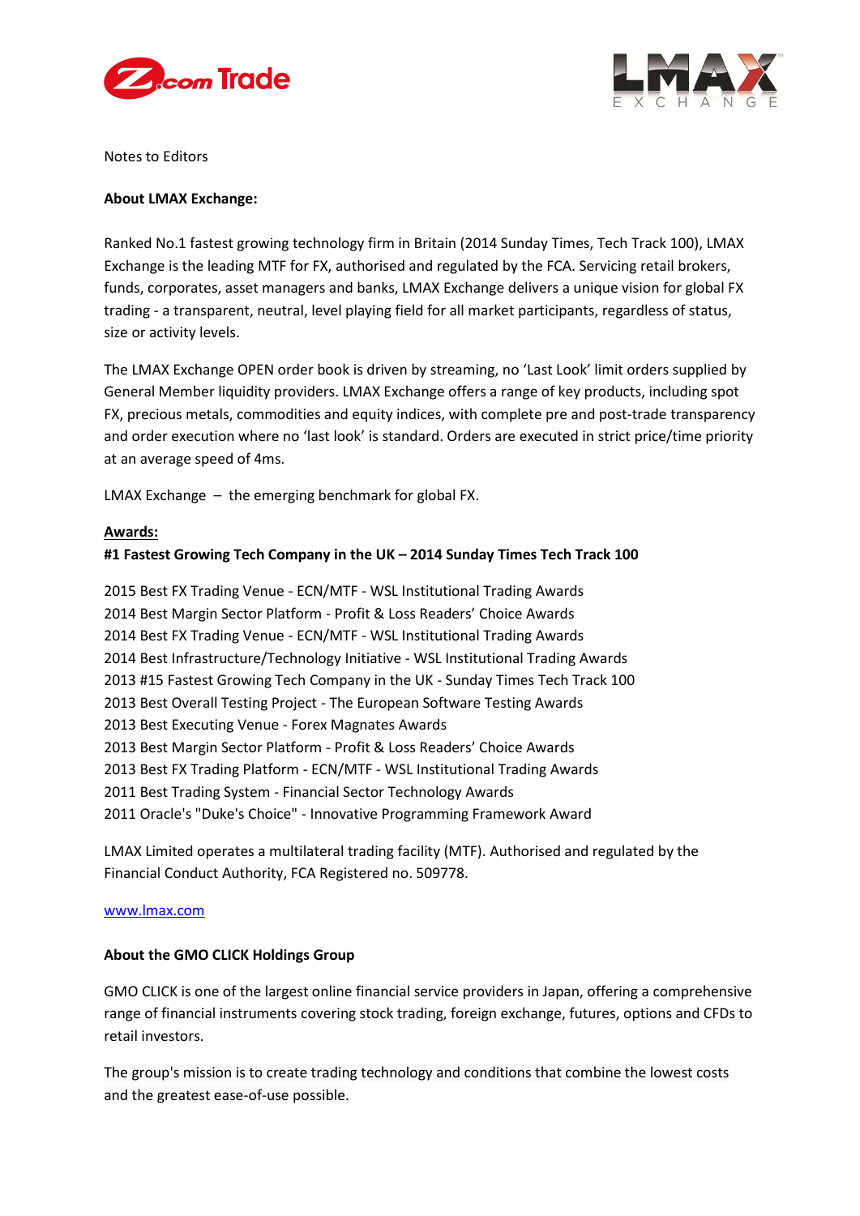Notes to Editors

**About LMAX Exchange:**

Ranked No.1 fastest growing technology firm in Britain (2014 Sunday Times, Tech Track 100), LMAX Exchange is the leading MTF for FX, authorised and regulated by the FCA. Servicing retail brokers, funds, corporates, asset managers and banks, LMAX Exchange delivers a unique vision for global FX trading - a transparent, neutral, level playing field for all market participants, regardless of status, size or activity levels.

The LMAX Exchange OPEN order book is driven by streaming, no 'Last Look' limit orders supplied by General Member liquidity providers. LMAX Exchange offers a range of key products, including spot FX, precious metals, commodities and equity indices, with complete pre and post-trade transparency and order execution where no 'last look' is standard. Orders are executed in strict price/time priority at an average speed of 4ms.

LMAX Exchange – the emerging benchmark for global FX.

**Awards:**

**#1 Fastest Growing Tech Company in the UK – 2014 Sunday Times Tech Track 100**

2015 Best FX Trading Venue - ECN/MTF - WSL Institutional Trading Awards
2014 Best Margin Sector Platform - Profit & Loss Readers' Choice Awards
2014 Best FX Trading Venue - ECN/MTF - WSL Institutional Trading Awards
2014 Best Infrastructure/Technology Initiative - WSL Institutional Trading Awards
2013 #15 Fastest Growing Tech Company in the UK - Sunday Times Tech Track 100
2013 Best Overall Testing Project - The European Software Testing Awards
2013 Best Executing Venue - Forex Magnates Awards
2013 Best Margin Sector Platform - Profit & Loss Readers' Choice Awards
2013 Best FX Trading Platform - ECN/MTF - WSL Institutional Trading Awards
2011 Best Trading System - Financial Sector Technology Awards
2011 Oracle's "Duke's Choice" - Innovative Programming Framework Award

LMAX Limited operates a multilateral trading facility (MTF). Authorised and regulated by the Financial Conduct Authority, FCA Registered no. 509778.

www.lmax.com

**About the GMO CLICK Holdings Group**

GMO CLICK is one of the largest online financial service providers in Japan, offering a comprehensive range of financial instruments covering stock trading, foreign exchange, futures, options and CFDs to retail investors.

The group's mission is to create trading technology and conditions that combine the lowest costs and the greatest ease-of-use possible.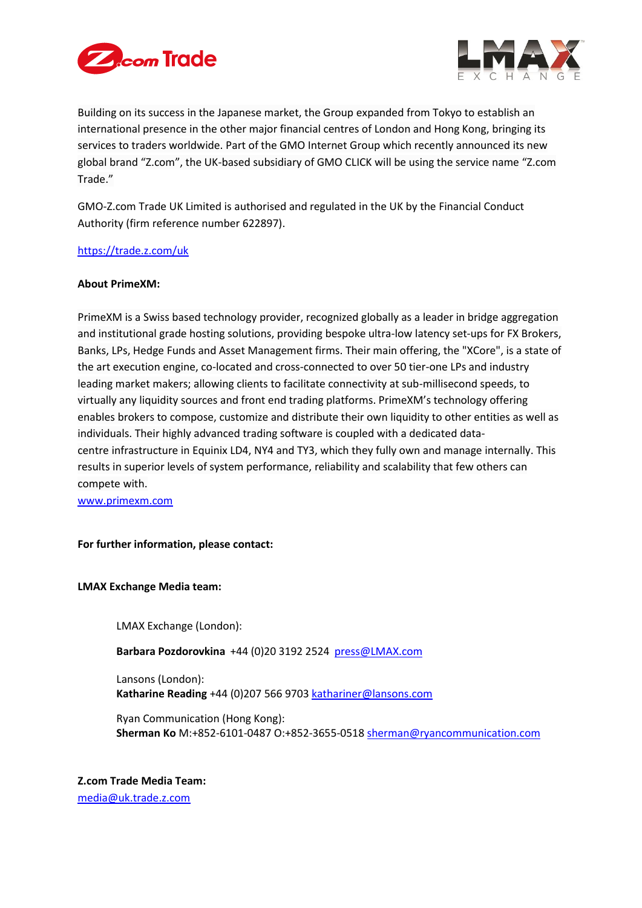Building on its success in the Japanese market, the Group expanded from Tokyo to establish an international presence in the other major financial centres of London and Hong Kong, bringing its services to traders worldwide. Part of the GMO Internet Group which recently announced its new global brand “Z.com”, the UK-based subsidiary of GMO CLICK will be using the service name “Z.com Trade.”

GMO-Z.com Trade UK Limited is authorised and regulated in the UK by the Financial Conduct Authority (firm reference number 622897).

https://trade.z.com/uk

**About PrimeXM:**

PrimeXM is a Swiss based technology provider, recognized globally as a leader in bridge aggregation and institutional grade hosting solutions, providing bespoke ultra-low latency set-ups for FX Brokers, Banks, LPs, Hedge Funds and Asset Management firms. Their main offering, the "XCore", is a state of the art execution engine, co-located and cross-connected to over 50 tier-one LPs and industry leading market makers; allowing clients to facilitate connectivity at sub-millisecond speeds, to virtually any liquidity sources and front end trading platforms. PrimeXM’s technology offering enables brokers to compose, customize and distribute their own liquidity to other entities as well as individuals. Their highly advanced trading software is coupled with a dedicated data-centre infrastructure in Equinix LD4, NY4 and TY3, which they fully own and manage internally. This results in superior levels of system performance, reliability and scalability that few others can compete with.
www.primexm.com

**For further information, please contact:**

**LMAX Exchange Media team:**

LMAX Exchange (London):

**Barbara Pozdorovkina** +44 (0)20 3192 2524 press@LMAX.com

Lansons (London):
**Katharine Reading** +44 (0)207 566 9703 kathariner@lansons.com

Ryan Communication (Hong Kong):
**Sherman Ko** M:+852-6101-0487 O:+852-3655-0518 sherman@ryancommunication.com

**Z.com Trade Media Team:**
media@uk.trade.z.com